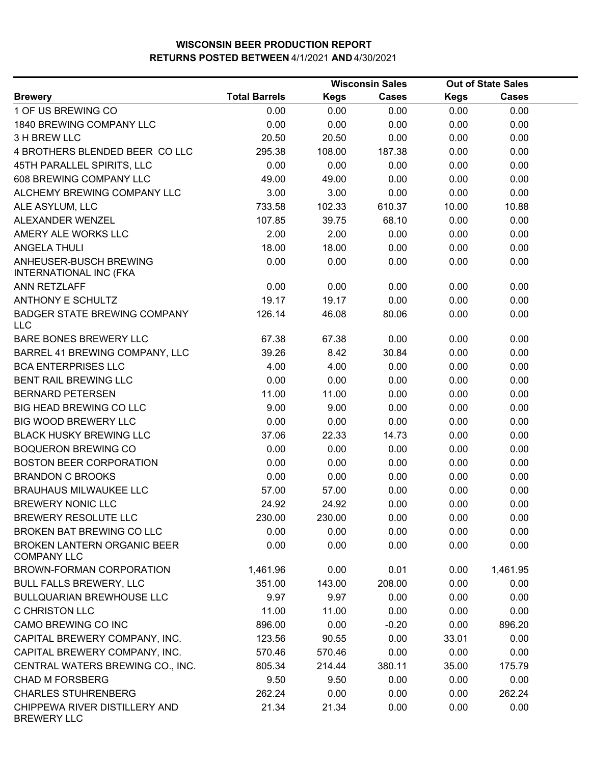# WISCONSIN BEER PRODUCTION REPORT

## RETURNS POSTED BETWEEN 4/1/2021 AND 4/30/2021

| | | Wisconsin Sales | | Out of State Sales | |
|---|---|---|---|---|---|
| **Brewery** | **Total Barrels** | **Kegs** | **Cases** | **Kegs** | **Cases** |
| 1 OF US BREWING CO | 0.00 | 0.00 | 0.00 | 0.00 | 0.00 |
| 1840 BREWING COMPANY LLC | 0.00 | 0.00 | 0.00 | 0.00 | 0.00 |
| 3 H BREW LLC | 20.50 | 20.50 | 0.00 | 0.00 | 0.00 |
| 4 BROTHERS BLENDED BEER CO LLC | 295.38 | 108.00 | 187.38 | 0.00 | 0.00 |
| 45TH PARALLEL SPIRITS, LLC | 0.00 | 0.00 | 0.00 | 0.00 | 0.00 |
| 608 BREWING COMPANY LLC | 49.00 | 49.00 | 0.00 | 0.00 | 0.00 |
| ALCHEMY BREWING COMPANY LLC | 3.00 | 3.00 | 0.00 | 0.00 | 0.00 |
| ALE ASYLUM, LLC | 733.58 | 102.33 | 610.37 | 10.00 | 10.88 |
| ALEXANDER WENZEL | 107.85 | 39.75 | 68.10 | 0.00 | 0.00 |
| AMERY ALE WORKS LLC | 2.00 | 2.00 | 0.00 | 0.00 | 0.00 |
| ANGELA THULI | 18.00 | 18.00 | 0.00 | 0.00 | 0.00 |
| ANHEUSER-BUSCH BREWING INTERNATIONAL INC (FKA | 0.00 | 0.00 | 0.00 | 0.00 | 0.00 |
| ANN RETZLAFF | 0.00 | 0.00 | 0.00 | 0.00 | 0.00 |
| ANTHONY E SCHULTZ | 19.17 | 19.17 | 0.00 | 0.00 | 0.00 |
| BADGER STATE BREWING COMPANY LLC | 126.14 | 46.08 | 80.06 | 0.00 | 0.00 |
| BARE BONES BREWERY LLC | 67.38 | 67.38 | 0.00 | 0.00 | 0.00 |
| BARREL 41 BREWING COMPANY, LLC | 39.26 | 8.42 | 30.84 | 0.00 | 0.00 |
| BCA ENTERPRISES LLC | 4.00 | 4.00 | 0.00 | 0.00 | 0.00 |
| BENT RAIL BREWING LLC | 0.00 | 0.00 | 0.00 | 0.00 | 0.00 |
| BERNARD PETERSEN | 11.00 | 11.00 | 0.00 | 0.00 | 0.00 |
| BIG HEAD BREWING CO LLC | 9.00 | 9.00 | 0.00 | 0.00 | 0.00 |
| BIG WOOD BREWERY LLC | 0.00 | 0.00 | 0.00 | 0.00 | 0.00 |
| BLACK HUSKY BREWING LLC | 37.06 | 22.33 | 14.73 | 0.00 | 0.00 |
| BOQUERON BREWING CO | 0.00 | 0.00 | 0.00 | 0.00 | 0.00 |
| BOSTON BEER CORPORATION | 0.00 | 0.00 | 0.00 | 0.00 | 0.00 |
| BRANDON C BROOKS | 0.00 | 0.00 | 0.00 | 0.00 | 0.00 |
| BRAUHAUS MILWAUKEE LLC | 57.00 | 57.00 | 0.00 | 0.00 | 0.00 |
| BREWERY NONIC LLC | 24.92 | 24.92 | 0.00 | 0.00 | 0.00 |
| BREWERY RESOLUTE LLC | 230.00 | 230.00 | 0.00 | 0.00 | 0.00 |
| BROKEN BAT BREWING CO LLC | 0.00 | 0.00 | 0.00 | 0.00 | 0.00 |
| BROKEN LANTERN ORGANIC BEER COMPANY LLC | 0.00 | 0.00 | 0.00 | 0.00 | 0.00 |
| BROWN-FORMAN CORPORATION | 1,461.96 | 0.00 | 0.01 | 0.00 | 1,461.95 |
| BULL FALLS BREWERY, LLC | 351.00 | 143.00 | 208.00 | 0.00 | 0.00 |
| BULLQUARIAN BREWHOUSE LLC | 9.97 | 9.97 | 0.00 | 0.00 | 0.00 |
| C CHRISTON LLC | 11.00 | 11.00 | 0.00 | 0.00 | 0.00 |
| CAMO BREWING CO INC | 896.00 | 0.00 | -0.20 | 0.00 | 896.20 |
| CAPITAL BREWERY COMPANY, INC. | 123.56 | 90.55 | 0.00 | 33.01 | 0.00 |
| CAPITAL BREWERY COMPANY, INC. | 570.46 | 570.46 | 0.00 | 0.00 | 0.00 |
| CENTRAL WATERS BREWING CO., INC. | 805.34 | 214.44 | 380.11 | 35.00 | 175.79 |
| CHAD M FORSBERG | 9.50 | 9.50 | 0.00 | 0.00 | 0.00 |
| CHARLES STUHRENBERG | 262.24 | 0.00 | 0.00 | 0.00 | 262.24 |
| CHIPPEWA RIVER DISTILLERY AND BREWERY LLC | 21.34 | 21.34 | 0.00 | 0.00 | 0.00 |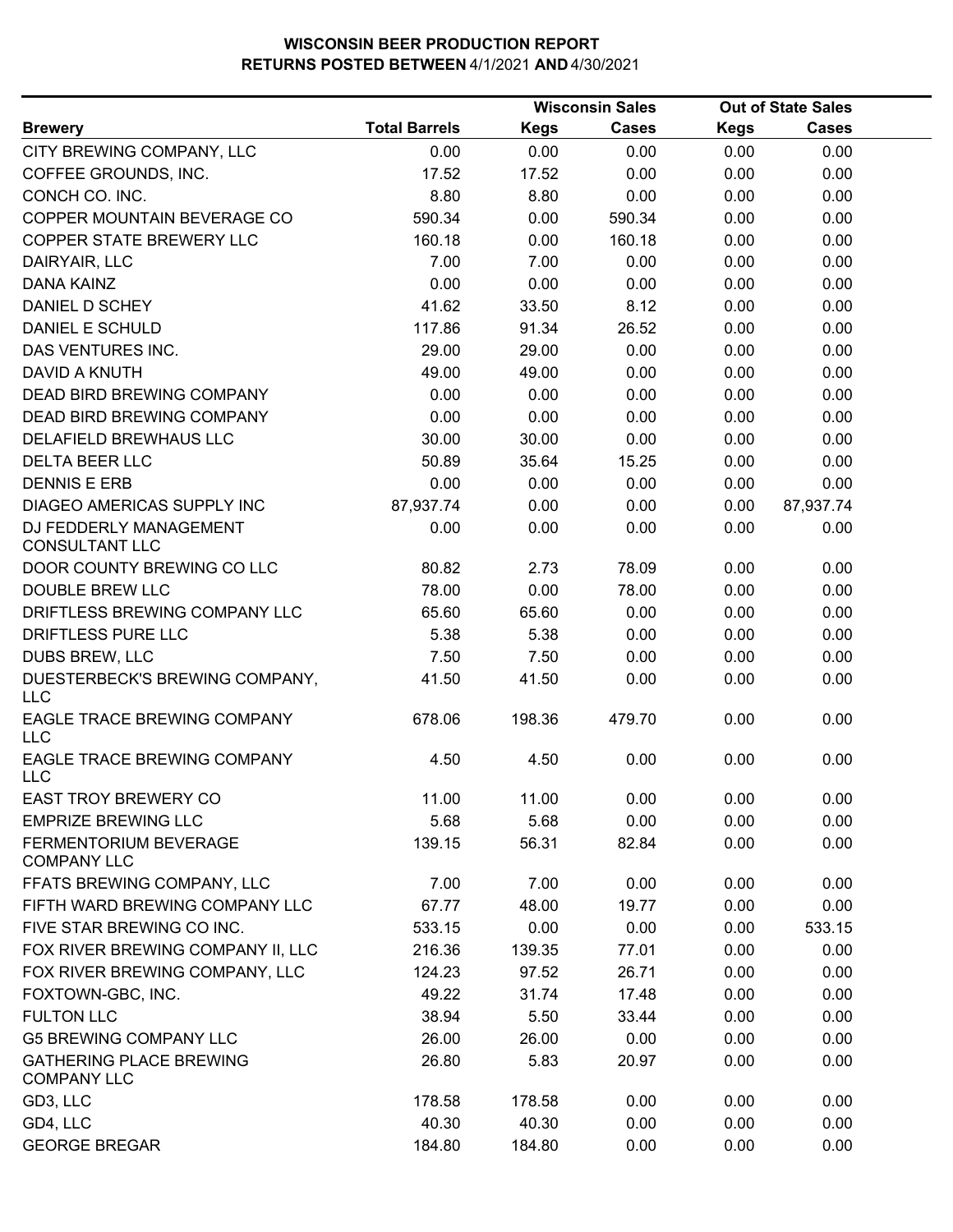# WISCONSIN BEER PRODUCTION REPORT
## RETURNS POSTED BETWEEN 4/1/2021 AND 4/30/2021

| Brewery | Total Barrels | Wisconsin Sales Kegs | Wisconsin Sales Cases | Out of State Sales Kegs | Out of State Sales Cases |
|---|---|---|---|---|---|
| CITY BREWING COMPANY, LLC | 0.00 | 0.00 | 0.00 | 0.00 | 0.00 |
| COFFEE GROUNDS, INC. | 17.52 | 17.52 | 0.00 | 0.00 | 0.00 |
| CONCH CO. INC. | 8.80 | 8.80 | 0.00 | 0.00 | 0.00 |
| COPPER MOUNTAIN BEVERAGE CO | 590.34 | 0.00 | 590.34 | 0.00 | 0.00 |
| COPPER STATE BREWERY LLC | 160.18 | 0.00 | 160.18 | 0.00 | 0.00 |
| DAIRYAIR, LLC | 7.00 | 7.00 | 0.00 | 0.00 | 0.00 |
| DANA KAINZ | 0.00 | 0.00 | 0.00 | 0.00 | 0.00 |
| DANIEL D SCHEY | 41.62 | 33.50 | 8.12 | 0.00 | 0.00 |
| DANIEL E SCHULD | 117.86 | 91.34 | 26.52 | 0.00 | 0.00 |
| DAS VENTURES INC. | 29.00 | 29.00 | 0.00 | 0.00 | 0.00 |
| DAVID A KNUTH | 49.00 | 49.00 | 0.00 | 0.00 | 0.00 |
| DEAD BIRD BREWING COMPANY | 0.00 | 0.00 | 0.00 | 0.00 | 0.00 |
| DEAD BIRD BREWING COMPANY | 0.00 | 0.00 | 0.00 | 0.00 | 0.00 |
| DELAFIELD BREWHAUS LLC | 30.00 | 30.00 | 0.00 | 0.00 | 0.00 |
| DELTA BEER LLC | 50.89 | 35.64 | 15.25 | 0.00 | 0.00 |
| DENNIS E ERB | 0.00 | 0.00 | 0.00 | 0.00 | 0.00 |
| DIAGEO AMERICAS SUPPLY INC | 87,937.74 | 0.00 | 0.00 | 0.00 | 87,937.74 |
| DJ FEDDERLY MANAGEMENT CONSULTANT LLC | 0.00 | 0.00 | 0.00 | 0.00 | 0.00 |
| DOOR COUNTY BREWING CO LLC | 80.82 | 2.73 | 78.09 | 0.00 | 0.00 |
| DOUBLE BREW LLC | 78.00 | 0.00 | 78.00 | 0.00 | 0.00 |
| DRIFTLESS BREWING COMPANY LLC | 65.60 | 65.60 | 0.00 | 0.00 | 0.00 |
| DRIFTLESS PURE LLC | 5.38 | 5.38 | 0.00 | 0.00 | 0.00 |
| DUBS BREW, LLC | 7.50 | 7.50 | 0.00 | 0.00 | 0.00 |
| DUESTERBECK'S BREWING COMPANY, LLC | 41.50 | 41.50 | 0.00 | 0.00 | 0.00 |
| EAGLE TRACE BREWING COMPANY LLC | 678.06 | 198.36 | 479.70 | 0.00 | 0.00 |
| EAGLE TRACE BREWING COMPANY LLC | 4.50 | 4.50 | 0.00 | 0.00 | 0.00 |
| EAST TROY BREWERY CO | 11.00 | 11.00 | 0.00 | 0.00 | 0.00 |
| EMPRIZE BREWING LLC | 5.68 | 5.68 | 0.00 | 0.00 | 0.00 |
| FERMENTORIUM BEVERAGE COMPANY LLC | 139.15 | 56.31 | 82.84 | 0.00 | 0.00 |
| FFATS BREWING COMPANY, LLC | 7.00 | 7.00 | 0.00 | 0.00 | 0.00 |
| FIFTH WARD BREWING COMPANY LLC | 67.77 | 48.00 | 19.77 | 0.00 | 0.00 |
| FIVE STAR BREWING CO INC. | 533.15 | 0.00 | 0.00 | 0.00 | 533.15 |
| FOX RIVER BREWING COMPANY II, LLC | 216.36 | 139.35 | 77.01 | 0.00 | 0.00 |
| FOX RIVER BREWING COMPANY, LLC | 124.23 | 97.52 | 26.71 | 0.00 | 0.00 |
| FOXTOWN-GBC, INC. | 49.22 | 31.74 | 17.48 | 0.00 | 0.00 |
| FULTON LLC | 38.94 | 5.50 | 33.44 | 0.00 | 0.00 |
| G5 BREWING COMPANY LLC | 26.00 | 26.00 | 0.00 | 0.00 | 0.00 |
| GATHERING PLACE BREWING COMPANY LLC | 26.80 | 5.83 | 20.97 | 0.00 | 0.00 |
| GD3, LLC | 178.58 | 178.58 | 0.00 | 0.00 | 0.00 |
| GD4, LLC | 40.30 | 40.30 | 0.00 | 0.00 | 0.00 |
| GEORGE BREGAR | 184.80 | 184.80 | 0.00 | 0.00 | 0.00 |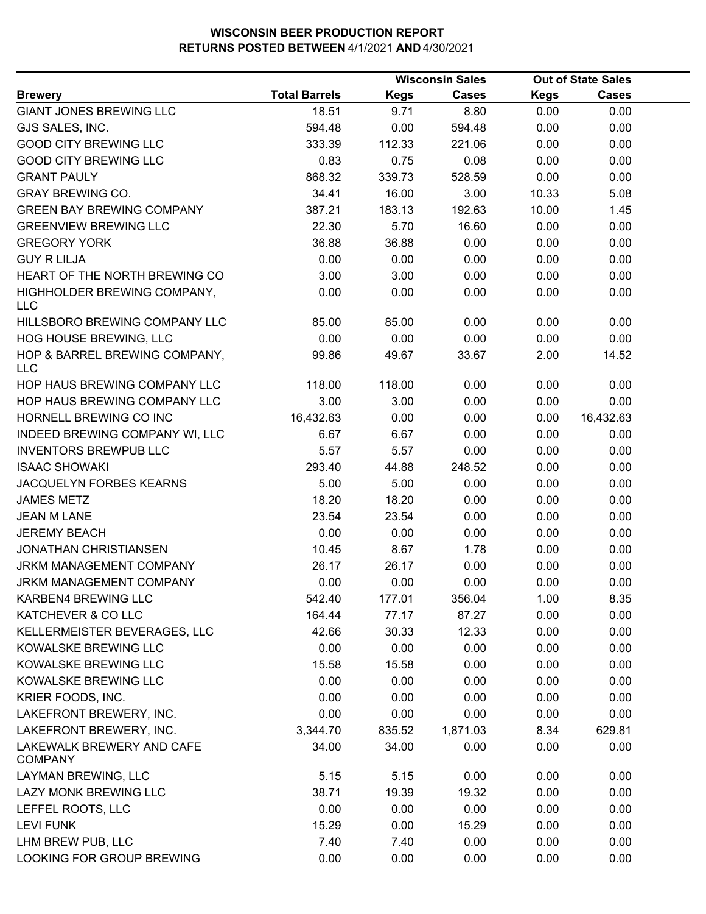**WISCONSIN BEER PRODUCTION REPORT**
**RETURNS POSTED BETWEEN 4/1/2021 AND 4/30/2021**

| | | Wisconsin Sales | | Out of State Sales | |
|---|---|---|---|---|---|
| **Brewery** | **Total Barrels** | **Kegs** | **Cases** | **Kegs** | **Cases** |
| GIANT JONES BREWING LLC | 18.51 | 9.71 | 8.80 | 0.00 | 0.00 |
| GJS SALES, INC. | 594.48 | 0.00 | 594.48 | 0.00 | 0.00 |
| GOOD CITY BREWING LLC | 333.39 | 112.33 | 221.06 | 0.00 | 0.00 |
| GOOD CITY BREWING LLC | 0.83 | 0.75 | 0.08 | 0.00 | 0.00 |
| GRANT PAULY | 868.32 | 339.73 | 528.59 | 0.00 | 0.00 |
| GRAY BREWING CO. | 34.41 | 16.00 | 3.00 | 10.33 | 5.08 |
| GREEN BAY BREWING COMPANY | 387.21 | 183.13 | 192.63 | 10.00 | 1.45 |
| GREENVIEW BREWING LLC | 22.30 | 5.70 | 16.60 | 0.00 | 0.00 |
| GREGORY YORK | 36.88 | 36.88 | 0.00 | 0.00 | 0.00 |
| GUY R LILJA | 0.00 | 0.00 | 0.00 | 0.00 | 0.00 |
| HEART OF THE NORTH BREWING CO | 3.00 | 3.00 | 0.00 | 0.00 | 0.00 |
| HIGHHOLDER BREWING COMPANY, LLC | 0.00 | 0.00 | 0.00 | 0.00 | 0.00 |
| HILLSBORO BREWING COMPANY LLC | 85.00 | 85.00 | 0.00 | 0.00 | 0.00 |
| HOG HOUSE BREWING, LLC | 0.00 | 0.00 | 0.00 | 0.00 | 0.00 |
| HOP & BARREL BREWING COMPANY, LLC | 99.86 | 49.67 | 33.67 | 2.00 | 14.52 |
| HOP HAUS BREWING COMPANY LLC | 118.00 | 118.00 | 0.00 | 0.00 | 0.00 |
| HOP HAUS BREWING COMPANY LLC | 3.00 | 3.00 | 0.00 | 0.00 | 0.00 |
| HORNELL BREWING CO INC | 16,432.63 | 0.00 | 0.00 | 0.00 | 16,432.63 |
| INDEED BREWING COMPANY WI, LLC | 6.67 | 6.67 | 0.00 | 0.00 | 0.00 |
| INVENTORS BREWPUB LLC | 5.57 | 5.57 | 0.00 | 0.00 | 0.00 |
| ISAAC SHOWAKI | 293.40 | 44.88 | 248.52 | 0.00 | 0.00 |
| JACQUELYN FORBES KEARNS | 5.00 | 5.00 | 0.00 | 0.00 | 0.00 |
| JAMES METZ | 18.20 | 18.20 | 0.00 | 0.00 | 0.00 |
| JEAN M LANE | 23.54 | 23.54 | 0.00 | 0.00 | 0.00 |
| JEREMY BEACH | 0.00 | 0.00 | 0.00 | 0.00 | 0.00 |
| JONATHAN CHRISTIANSEN | 10.45 | 8.67 | 1.78 | 0.00 | 0.00 |
| JRKM MANAGEMENT COMPANY | 26.17 | 26.17 | 0.00 | 0.00 | 0.00 |
| JRKM MANAGEMENT COMPANY | 0.00 | 0.00 | 0.00 | 0.00 | 0.00 |
| KARBEN4 BREWING LLC | 542.40 | 177.01 | 356.04 | 1.00 | 8.35 |
| KATCHEVER & CO LLC | 164.44 | 77.17 | 87.27 | 0.00 | 0.00 |
| KELLERMEISTER BEVERAGES, LLC | 42.66 | 30.33 | 12.33 | 0.00 | 0.00 |
| KOWALSKE BREWING LLC | 0.00 | 0.00 | 0.00 | 0.00 | 0.00 |
| KOWALSKE BREWING LLC | 15.58 | 15.58 | 0.00 | 0.00 | 0.00 |
| KOWALSKE BREWING LLC | 0.00 | 0.00 | 0.00 | 0.00 | 0.00 |
| KRIER FOODS, INC. | 0.00 | 0.00 | 0.00 | 0.00 | 0.00 |
| LAKEFRONT BREWERY, INC. | 0.00 | 0.00 | 0.00 | 0.00 | 0.00 |
| LAKEFRONT BREWERY, INC. | 3,344.70 | 835.52 | 1,871.03 | 8.34 | 629.81 |
| LAKEWALK BREWERY AND CAFE COMPANY | 34.00 | 34.00 | 0.00 | 0.00 | 0.00 |
| LAYMAN BREWING, LLC | 5.15 | 5.15 | 0.00 | 0.00 | 0.00 |
| LAZY MONK BREWING LLC | 38.71 | 19.39 | 19.32 | 0.00 | 0.00 |
| LEFFEL ROOTS, LLC | 0.00 | 0.00 | 0.00 | 0.00 | 0.00 |
| LEVI FUNK | 15.29 | 0.00 | 15.29 | 0.00 | 0.00 |
| LHM BREW PUB, LLC | 7.40 | 7.40 | 0.00 | 0.00 | 0.00 |
| LOOKING FOR GROUP BREWING | 0.00 | 0.00 | 0.00 | 0.00 | 0.00 |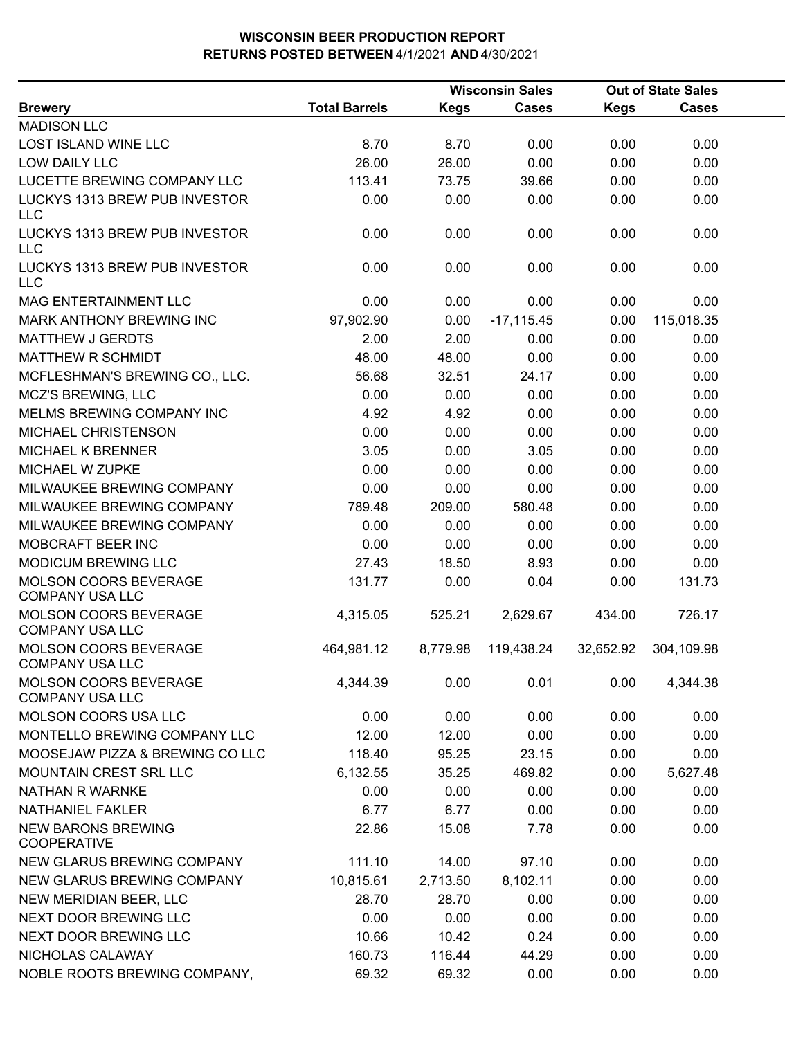# WISCONSIN BEER PRODUCTION REPORT
## RETURNS POSTED BETWEEN 4/1/2021 AND 4/30/2021

| Brewery | Total Barrels | Wisconsin Sales Kegs | Wisconsin Sales Cases | Out of State Sales Kegs | Out of State Sales Cases |
|---|---|---|---|---|---|
| MADISON LLC | | | | | |
| LOST ISLAND WINE LLC | 8.70 | 8.70 | 0.00 | 0.00 | 0.00 |
| LOW DAILY LLC | 26.00 | 26.00 | 0.00 | 0.00 | 0.00 |
| LUCETTE BREWING COMPANY LLC | 113.41 | 73.75 | 39.66 | 0.00 | 0.00 |
| LUCKYS 1313 BREW PUB INVESTOR LLC | 0.00 | 0.00 | 0.00 | 0.00 | 0.00 |
| LUCKYS 1313 BREW PUB INVESTOR LLC | 0.00 | 0.00 | 0.00 | 0.00 | 0.00 |
| LUCKYS 1313 BREW PUB INVESTOR LLC | 0.00 | 0.00 | 0.00 | 0.00 | 0.00 |
| MAG ENTERTAINMENT LLC | 0.00 | 0.00 | 0.00 | 0.00 | 0.00 |
| MARK ANTHONY BREWING INC | 97,902.90 | 0.00 | -17,115.45 | 0.00 | 115,018.35 |
| MATTHEW J GERDTS | 2.00 | 2.00 | 0.00 | 0.00 | 0.00 |
| MATTHEW R SCHMIDT | 48.00 | 48.00 | 0.00 | 0.00 | 0.00 |
| MCFLESHMAN'S BREWING CO., LLC. | 56.68 | 32.51 | 24.17 | 0.00 | 0.00 |
| MCZ'S BREWING, LLC | 0.00 | 0.00 | 0.00 | 0.00 | 0.00 |
| MELMS BREWING COMPANY INC | 4.92 | 4.92 | 0.00 | 0.00 | 0.00 |
| MICHAEL CHRISTENSON | 0.00 | 0.00 | 0.00 | 0.00 | 0.00 |
| MICHAEL K BRENNER | 3.05 | 0.00 | 3.05 | 0.00 | 0.00 |
| MICHAEL W ZUPKE | 0.00 | 0.00 | 0.00 | 0.00 | 0.00 |
| MILWAUKEE BREWING COMPANY | 0.00 | 0.00 | 0.00 | 0.00 | 0.00 |
| MILWAUKEE BREWING COMPANY | 789.48 | 209.00 | 580.48 | 0.00 | 0.00 |
| MILWAUKEE BREWING COMPANY | 0.00 | 0.00 | 0.00 | 0.00 | 0.00 |
| MOBCRAFT BEER INC | 0.00 | 0.00 | 0.00 | 0.00 | 0.00 |
| MODICUM BREWING LLC | 27.43 | 18.50 | 8.93 | 0.00 | 0.00 |
| MOLSON COORS BEVERAGE COMPANY USA LLC | 131.77 | 0.00 | 0.04 | 0.00 | 131.73 |
| MOLSON COORS BEVERAGE COMPANY USA LLC | 4,315.05 | 525.21 | 2,629.67 | 434.00 | 726.17 |
| MOLSON COORS BEVERAGE COMPANY USA LLC | 464,981.12 | 8,779.98 | 119,438.24 | 32,652.92 | 304,109.98 |
| MOLSON COORS BEVERAGE COMPANY USA LLC | 4,344.39 | 0.00 | 0.01 | 0.00 | 4,344.38 |
| MOLSON COORS USA LLC | 0.00 | 0.00 | 0.00 | 0.00 | 0.00 |
| MONTELLO BREWING COMPANY LLC | 12.00 | 12.00 | 0.00 | 0.00 | 0.00 |
| MOOSEJAW PIZZA & BREWING CO LLC | 118.40 | 95.25 | 23.15 | 0.00 | 0.00 |
| MOUNTAIN CREST SRL LLC | 6,132.55 | 35.25 | 469.82 | 0.00 | 5,627.48 |
| NATHAN R WARNKE | 0.00 | 0.00 | 0.00 | 0.00 | 0.00 |
| NATHANIEL FAKLER | 6.77 | 6.77 | 0.00 | 0.00 | 0.00 |
| NEW BARONS BREWING COOPERATIVE | 22.86 | 15.08 | 7.78 | 0.00 | 0.00 |
| NEW GLARUS BREWING COMPANY | 111.10 | 14.00 | 97.10 | 0.00 | 0.00 |
| NEW GLARUS BREWING COMPANY | 10,815.61 | 2,713.50 | 8,102.11 | 0.00 | 0.00 |
| NEW MERIDIAN BEER, LLC | 28.70 | 28.70 | 0.00 | 0.00 | 0.00 |
| NEXT DOOR BREWING LLC | 0.00 | 0.00 | 0.00 | 0.00 | 0.00 |
| NEXT DOOR BREWING LLC | 10.66 | 10.42 | 0.24 | 0.00 | 0.00 |
| NICHOLAS CALAWAY | 160.73 | 116.44 | 44.29 | 0.00 | 0.00 |
| NOBLE ROOTS BREWING COMPANY, | 69.32 | 69.32 | 0.00 | 0.00 | 0.00 |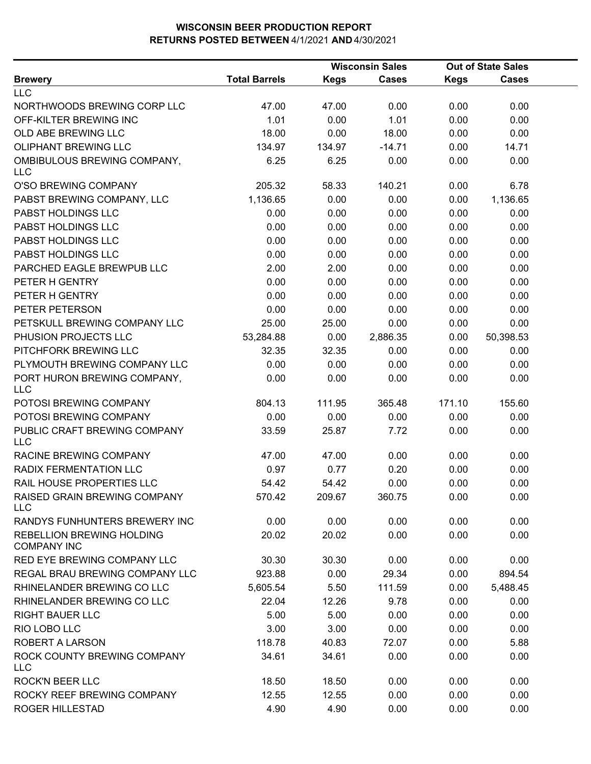# WISCONSIN BEER PRODUCTION REPORT

## RETURNS POSTED BETWEEN 4/1/2021 AND 4/30/2021

| Brewery | Total Barrels | Wisconsin Sales Kegs | Wisconsin Sales Cases | Out of State Sales Kegs | Out of State Sales Cases |
|---|---|---|---|---|---|
| LLC | | | | | |
| NORTHWOODS BREWING CORP LLC | 47.00 | 47.00 | 0.00 | 0.00 | 0.00 |
| OFF-KILTER BREWING INC | 1.01 | 0.00 | 1.01 | 0.00 | 0.00 |
| OLD ABE BREWING LLC | 18.00 | 0.00 | 18.00 | 0.00 | 0.00 |
| OLIPHANT BREWING LLC | 134.97 | 134.97 | -14.71 | 0.00 | 14.71 |
| OMBIBULOUS BREWING COMPANY, LLC | 6.25 | 6.25 | 0.00 | 0.00 | 0.00 |
| O'SO BREWING COMPANY | 205.32 | 58.33 | 140.21 | 0.00 | 6.78 |
| PABST BREWING COMPANY, LLC | 1,136.65 | 0.00 | 0.00 | 0.00 | 1,136.65 |
| PABST HOLDINGS LLC | 0.00 | 0.00 | 0.00 | 0.00 | 0.00 |
| PABST HOLDINGS LLC | 0.00 | 0.00 | 0.00 | 0.00 | 0.00 |
| PABST HOLDINGS LLC | 0.00 | 0.00 | 0.00 | 0.00 | 0.00 |
| PABST HOLDINGS LLC | 0.00 | 0.00 | 0.00 | 0.00 | 0.00 |
| PARCHED EAGLE BREWPUB LLC | 2.00 | 2.00 | 0.00 | 0.00 | 0.00 |
| PETER H GENTRY | 0.00 | 0.00 | 0.00 | 0.00 | 0.00 |
| PETER H GENTRY | 0.00 | 0.00 | 0.00 | 0.00 | 0.00 |
| PETER PETERSON | 0.00 | 0.00 | 0.00 | 0.00 | 0.00 |
| PETSKULL BREWING COMPANY LLC | 25.00 | 25.00 | 0.00 | 0.00 | 0.00 |
| PHUSION PROJECTS LLC | 53,284.88 | 0.00 | 2,886.35 | 0.00 | 50,398.53 |
| PITCHFORK BREWING LLC | 32.35 | 32.35 | 0.00 | 0.00 | 0.00 |
| PLYMOUTH BREWING COMPANY LLC | 0.00 | 0.00 | 0.00 | 0.00 | 0.00 |
| PORT HURON BREWING COMPANY, LLC | 0.00 | 0.00 | 0.00 | 0.00 | 0.00 |
| POTOSI BREWING COMPANY | 804.13 | 111.95 | 365.48 | 171.10 | 155.60 |
| POTOSI BREWING COMPANY | 0.00 | 0.00 | 0.00 | 0.00 | 0.00 |
| PUBLIC CRAFT BREWING COMPANY LLC | 33.59 | 25.87 | 7.72 | 0.00 | 0.00 |
| RACINE BREWING COMPANY | 47.00 | 47.00 | 0.00 | 0.00 | 0.00 |
| RADIX FERMENTATION LLC | 0.97 | 0.77 | 0.20 | 0.00 | 0.00 |
| RAIL HOUSE PROPERTIES LLC | 54.42 | 54.42 | 0.00 | 0.00 | 0.00 |
| RAISED GRAIN BREWING COMPANY LLC | 570.42 | 209.67 | 360.75 | 0.00 | 0.00 |
| RANDYS FUNHUNTERS BREWERY INC | 0.00 | 0.00 | 0.00 | 0.00 | 0.00 |
| REBELLION BREWING HOLDING COMPANY INC | 20.02 | 20.02 | 0.00 | 0.00 | 0.00 |
| RED EYE BREWING COMPANY LLC | 30.30 | 30.30 | 0.00 | 0.00 | 0.00 |
| REGAL BRAU BREWING COMPANY LLC | 923.88 | 0.00 | 29.34 | 0.00 | 894.54 |
| RHINELANDER BREWING CO LLC | 5,605.54 | 5.50 | 111.59 | 0.00 | 5,488.45 |
| RHINELANDER BREWING CO LLC | 22.04 | 12.26 | 9.78 | 0.00 | 0.00 |
| RIGHT BAUER LLC | 5.00 | 5.00 | 0.00 | 0.00 | 0.00 |
| RIO LOBO LLC | 3.00 | 3.00 | 0.00 | 0.00 | 0.00 |
| ROBERT A LARSON | 118.78 | 40.83 | 72.07 | 0.00 | 5.88 |
| ROCK COUNTY BREWING COMPANY LLC | 34.61 | 34.61 | 0.00 | 0.00 | 0.00 |
| ROCK'N BEER LLC | 18.50 | 18.50 | 0.00 | 0.00 | 0.00 |
| ROCKY REEF BREWING COMPANY | 12.55 | 12.55 | 0.00 | 0.00 | 0.00 |
| ROGER HILLESTAD | 4.90 | 4.90 | 0.00 | 0.00 | 0.00 |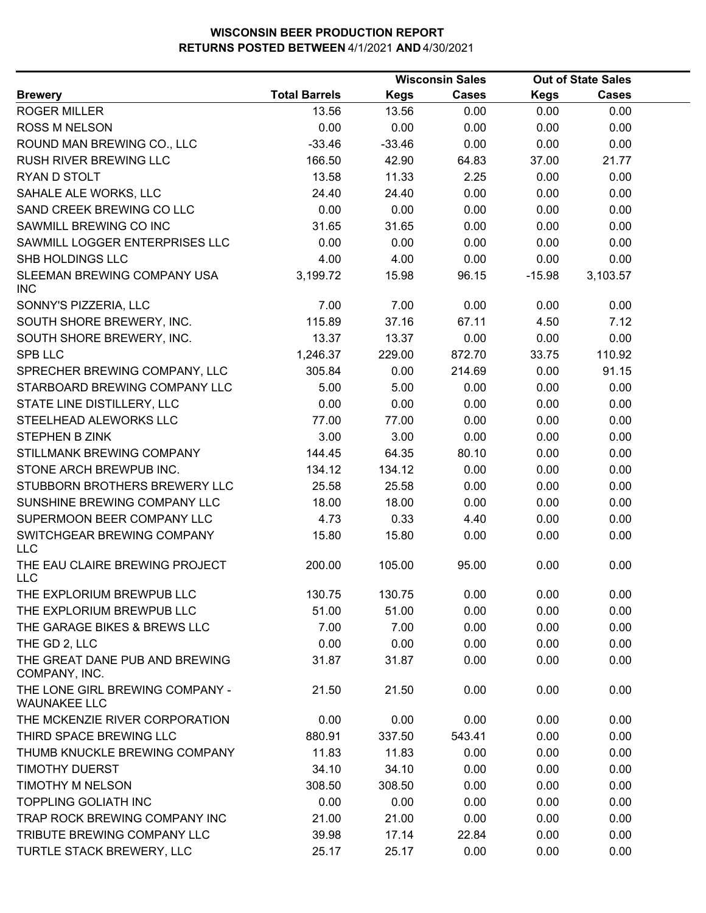# WISCONSIN BEER PRODUCTION REPORT
## RETURNS POSTED BETWEEN 4/1/2021 AND 4/30/2021

| Brewery | Total Barrels | Wisconsin Sales | | Out of State Sales | |
|---|---|---|---|---|---|
| | | Kegs | Cases | Kegs | Cases |
| ROGER MILLER | 13.56 | 13.56 | 0.00 | 0.00 | 0.00 |
| ROSS M NELSON | 0.00 | 0.00 | 0.00 | 0.00 | 0.00 |
| ROUND MAN BREWING CO., LLC | -33.46 | -33.46 | 0.00 | 0.00 | 0.00 |
| RUSH RIVER BREWING LLC | 166.50 | 42.90 | 64.83 | 37.00 | 21.77 |
| RYAN D STOLT | 13.58 | 11.33 | 2.25 | 0.00 | 0.00 |
| SAHALE ALE WORKS, LLC | 24.40 | 24.40 | 0.00 | 0.00 | 0.00 |
| SAND CREEK BREWING CO LLC | 0.00 | 0.00 | 0.00 | 0.00 | 0.00 |
| SAWMILL BREWING CO INC | 31.65 | 31.65 | 0.00 | 0.00 | 0.00 |
| SAWMILL LOGGER ENTERPRISES LLC | 0.00 | 0.00 | 0.00 | 0.00 | 0.00 |
| SHB HOLDINGS LLC | 4.00 | 4.00 | 0.00 | 0.00 | 0.00 |
| SLEEMAN BREWING COMPANY USA INC | 3,199.72 | 15.98 | 96.15 | -15.98 | 3,103.57 |
| SONNY'S PIZZERIA, LLC | 7.00 | 7.00 | 0.00 | 0.00 | 0.00 |
| SOUTH SHORE BREWERY, INC. | 115.89 | 37.16 | 67.11 | 4.50 | 7.12 |
| SOUTH SHORE BREWERY, INC. | 13.37 | 13.37 | 0.00 | 0.00 | 0.00 |
| SPB LLC | 1,246.37 | 229.00 | 872.70 | 33.75 | 110.92 |
| SPRECHER BREWING COMPANY, LLC | 305.84 | 0.00 | 214.69 | 0.00 | 91.15 |
| STARBOARD BREWING COMPANY LLC | 5.00 | 5.00 | 0.00 | 0.00 | 0.00 |
| STATE LINE DISTILLERY, LLC | 0.00 | 0.00 | 0.00 | 0.00 | 0.00 |
| STEELHEAD ALEWORKS LLC | 77.00 | 77.00 | 0.00 | 0.00 | 0.00 |
| STEPHEN B ZINK | 3.00 | 3.00 | 0.00 | 0.00 | 0.00 |
| STILLMANK BREWING COMPANY | 144.45 | 64.35 | 80.10 | 0.00 | 0.00 |
| STONE ARCH BREWPUB INC. | 134.12 | 134.12 | 0.00 | 0.00 | 0.00 |
| STUBBORN BROTHERS BREWERY LLC | 25.58 | 25.58 | 0.00 | 0.00 | 0.00 |
| SUNSHINE BREWING COMPANY LLC | 18.00 | 18.00 | 0.00 | 0.00 | 0.00 |
| SUPERMOON BEER COMPANY LLC | 4.73 | 0.33 | 4.40 | 0.00 | 0.00 |
| SWITCHGEAR BREWING COMPANY LLC | 15.80 | 15.80 | 0.00 | 0.00 | 0.00 |
| THE EAU CLAIRE BREWING PROJECT LLC | 200.00 | 105.00 | 95.00 | 0.00 | 0.00 |
| THE EXPLORIUM BREWPUB LLC | 130.75 | 130.75 | 0.00 | 0.00 | 0.00 |
| THE EXPLORIUM BREWPUB LLC | 51.00 | 51.00 | 0.00 | 0.00 | 0.00 |
| THE GARAGE BIKES & BREWS LLC | 7.00 | 7.00 | 0.00 | 0.00 | 0.00 |
| THE GD 2, LLC | 0.00 | 0.00 | 0.00 | 0.00 | 0.00 |
| THE GREAT DANE PUB AND BREWING COMPANY, INC. | 31.87 | 31.87 | 0.00 | 0.00 | 0.00 |
| THE LONE GIRL BREWING COMPANY - WAUNAKEE LLC | 21.50 | 21.50 | 0.00 | 0.00 | 0.00 |
| THE MCKENZIE RIVER CORPORATION | 0.00 | 0.00 | 0.00 | 0.00 | 0.00 |
| THIRD SPACE BREWING LLC | 880.91 | 337.50 | 543.41 | 0.00 | 0.00 |
| THUMB KNUCKLE BREWING COMPANY | 11.83 | 11.83 | 0.00 | 0.00 | 0.00 |
| TIMOTHY DUERST | 34.10 | 34.10 | 0.00 | 0.00 | 0.00 |
| TIMOTHY M NELSON | 308.50 | 308.50 | 0.00 | 0.00 | 0.00 |
| TOPPLING GOLIATH INC | 0.00 | 0.00 | 0.00 | 0.00 | 0.00 |
| TRAP ROCK BREWING COMPANY INC | 21.00 | 21.00 | 0.00 | 0.00 | 0.00 |
| TRIBUTE BREWING COMPANY LLC | 39.98 | 17.14 | 22.84 | 0.00 | 0.00 |
| TURTLE STACK BREWERY, LLC | 25.17 | 25.17 | 0.00 | 0.00 | 0.00 |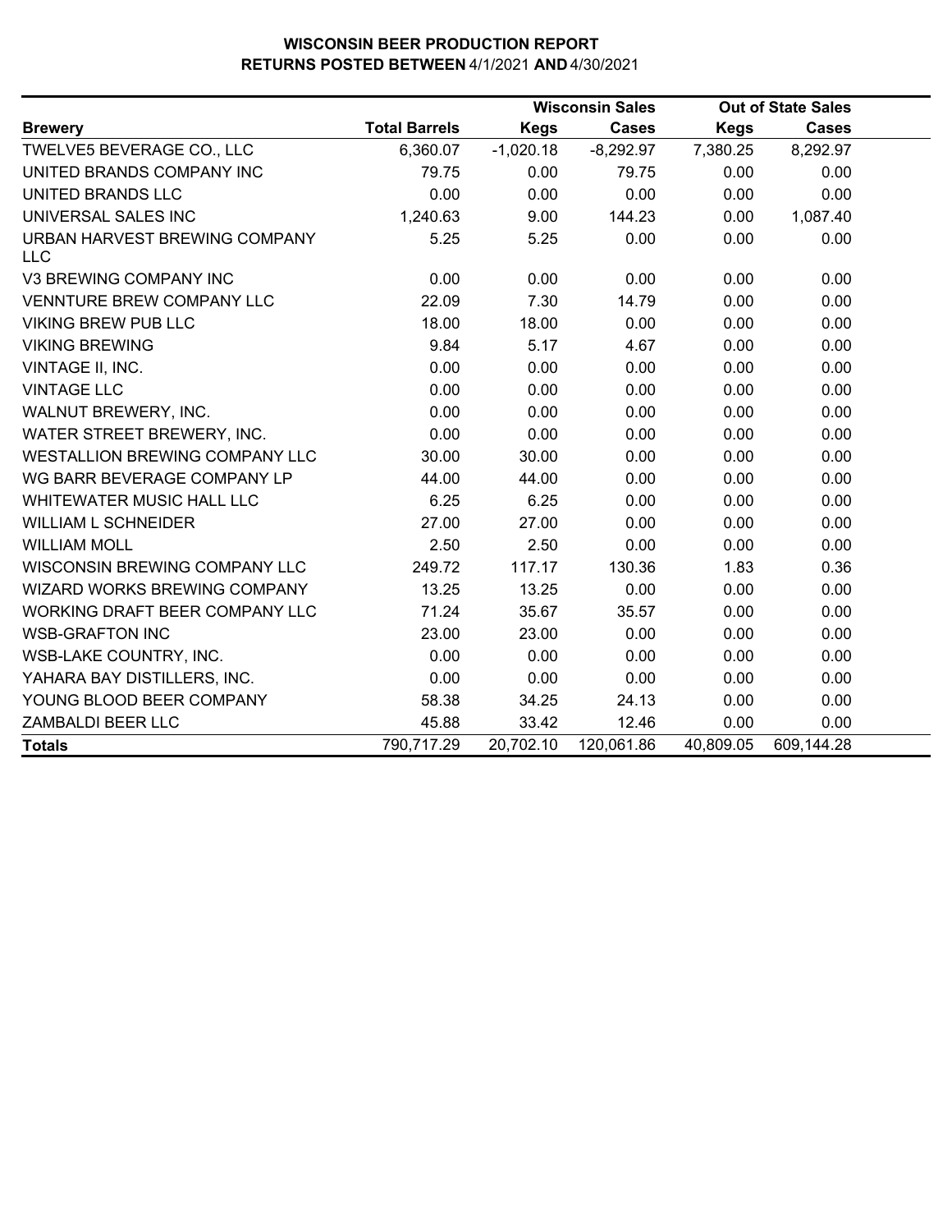**WISCONSIN BEER PRODUCTION REPORT**
**RETURNS POSTED BETWEEN 4/1/2021 AND 4/30/2021**

| | | Wisconsin Sales | | Out of State Sales | |
|---|---|---|---|---|---|
| **Brewery** | **Total Barrels** | **Kegs** | **Cases** | **Kegs** | **Cases** |
| TWELVE5 BEVERAGE CO., LLC | 6,360.07 | -1,020.18 | -8,292.97 | 7,380.25 | 8,292.97 |
| UNITED BRANDS COMPANY INC | 79.75 | 0.00 | 79.75 | 0.00 | 0.00 |
| UNITED BRANDS LLC | 0.00 | 0.00 | 0.00 | 0.00 | 0.00 |
| UNIVERSAL SALES INC | 1,240.63 | 9.00 | 144.23 | 0.00 | 1,087.40 |
| URBAN HARVEST BREWING COMPANY LLC | 5.25 | 5.25 | 0.00 | 0.00 | 0.00 |
| V3 BREWING COMPANY INC | 0.00 | 0.00 | 0.00 | 0.00 | 0.00 |
| VENNTURE BREW COMPANY LLC | 22.09 | 7.30 | 14.79 | 0.00 | 0.00 |
| VIKING BREW PUB LLC | 18.00 | 18.00 | 0.00 | 0.00 | 0.00 |
| VIKING BREWING | 9.84 | 5.17 | 4.67 | 0.00 | 0.00 |
| VINTAGE II, INC. | 0.00 | 0.00 | 0.00 | 0.00 | 0.00 |
| VINTAGE LLC | 0.00 | 0.00 | 0.00 | 0.00 | 0.00 |
| WALNUT BREWERY, INC. | 0.00 | 0.00 | 0.00 | 0.00 | 0.00 |
| WATER STREET BREWERY, INC. | 0.00 | 0.00 | 0.00 | 0.00 | 0.00 |
| WESTALLION BREWING COMPANY LLC | 30.00 | 30.00 | 0.00 | 0.00 | 0.00 |
| WG BARR BEVERAGE COMPANY LP | 44.00 | 44.00 | 0.00 | 0.00 | 0.00 |
| WHITEWATER MUSIC HALL LLC | 6.25 | 6.25 | 0.00 | 0.00 | 0.00 |
| WILLIAM L SCHNEIDER | 27.00 | 27.00 | 0.00 | 0.00 | 0.00 |
| WILLIAM MOLL | 2.50 | 2.50 | 0.00 | 0.00 | 0.00 |
| WISCONSIN BREWING COMPANY LLC | 249.72 | 117.17 | 130.36 | 1.83 | 0.36 |
| WIZARD WORKS BREWING COMPANY | 13.25 | 13.25 | 0.00 | 0.00 | 0.00 |
| WORKING DRAFT BEER COMPANY LLC | 71.24 | 35.67 | 35.57 | 0.00 | 0.00 |
| WSB-GRAFTON INC | 23.00 | 23.00 | 0.00 | 0.00 | 0.00 |
| WSB-LAKE COUNTRY, INC. | 0.00 | 0.00 | 0.00 | 0.00 | 0.00 |
| YAHARA BAY DISTILLERS, INC. | 0.00 | 0.00 | 0.00 | 0.00 | 0.00 |
| YOUNG BLOOD BEER COMPANY | 58.38 | 34.25 | 24.13 | 0.00 | 0.00 |
| ZAMBALDI BEER LLC | 45.88 | 33.42 | 12.46 | 0.00 | 0.00 |
| **Totals** | 790,717.29 | 20,702.10 | 120,061.86 | 40,809.05 | 609,144.28 |